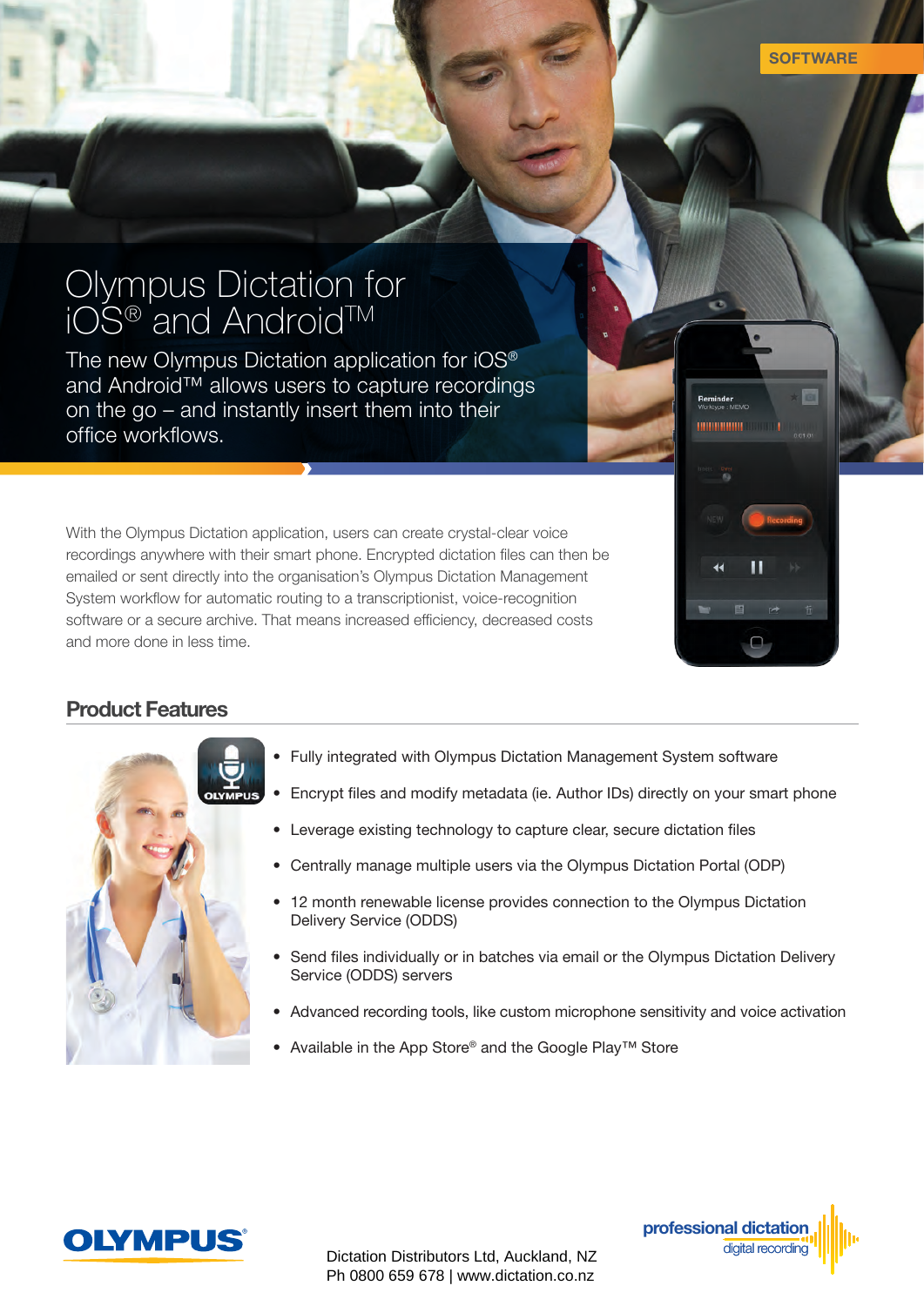SOFTWARE

# Olympus Dictation for iOS® and Android™

The new Olympus Dictation application for iOS® and Android™ allows users to capture recordings on the go – and instantly insert them into their office workflows.

With the Olympus Dictation application, users can create crystal-clear voice recordings anywhere with their smart phone. Encrypted dictation files can then be emailed or sent directly into the organisation's Olympus Dictation Management System workflow for automatic routing to a transcriptionist, voice-recognition software or a secure archive. That means increased efficiency, decreased costs and more done in less time.

## Product Features

- Fully integrated with Olympus Dictation Management System software
- Encrypt files and modify metadata (ie. Author IDs) directly on your smart phone
- Leverage existing technology to capture clear, secure dictation files
- Centrally manage multiple users via the Olympus Dictation Portal (ODP)
- 12 month renewable license provides connection to the Olympus Dictation Delivery Service (ODDS)
- Send files individually or in batches via email or the Olympus Dictation Delivery Service (ODDS) servers
- Advanced recording tools, like custom microphone sensitivity and voice activation
- Available in the App Store® and the Google Play™ Store

OLYMPUS

Dictation Distributors Ltd, Auckland, NZ
Ph 0800 659 678 | www.dictation.co.nz

professional dictation
digital recording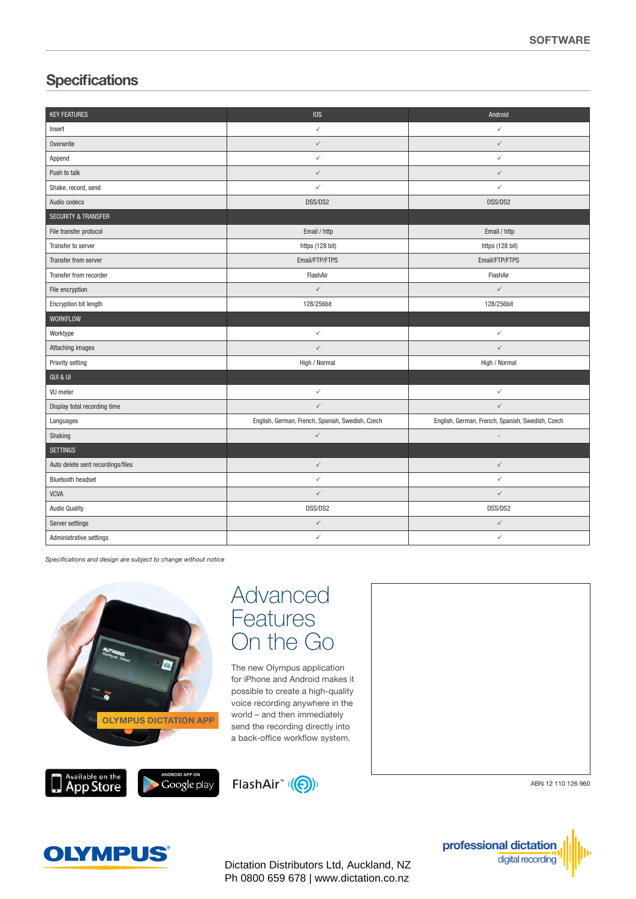## Specifications

| KEY FEATURES | IOS | Android |
|---|---|---|
| Insert | ✓ | ✓ |
| Overwrite | ✓ | ✓ |
| Append | ✓ | ✓ |
| Push to talk | ✓ | ✓ |
| Shake, record, send | ✓ | ✓ |
| Audio codecs | DSS/DS2 | DSS/DS2 |
| SECURITY & TRANSFER | | |
| File transfer protocol | Email / http | Email / http |
| Transfer to server | https (128 bit) | https (128 bit) |
| Transfer from server | Email/FTP/FTPS | Email/FTP/FTPS |
| Transfer from recorder | FlashAir | FlashAir |
| File encryption | ✓ | ✓ |
| Encryption bit length | 128/256bit | 128/256bit |
| WORKFLOW | | |
| Worktype | ✓ | ✓ |
| Attaching images | ✓ | ✓ |
| Priority setting | High / Normal | High / Normal |
| GUI & UI | | |
| VU meter | ✓ | ✓ |
| Display total recording time | ✓ | ✓ |
| Languages | English, German, French, Spanish, Swedish, Czech | English, German, French, Spanish, Swedish, Czech |
| Shaking | ✓ | - |
| SETTINGS | | |
| Auto delete sent recordings/files | ✓ | ✓ |
| Bluetooth headset | ✓ | ✓ |
| VCVA | ✓ | ✓ |
| Audio Quality | DSS/DS2 | DSS/DS2 |
| Server settings | ✓ | ✓ |
| Administrative settings | ✓ | ✓ |

*Specifications and design are subject to change without notice*

OLYMPUS DICTATION APP

# Advanced Features On the Go

The new Olympus application for iPhone and Android makes it possible to create a high-quality voice recording anywhere in the world – and then immediately send the recording directly into a back-office workflow system.

Available on the App Store

ANDROID APP ON Google play

FlashAir™

ABN 12 110 126 960

OLYMPUS

Dictation Distributors Ltd, Auckland, NZ
Ph 0800 659 678 | www.dictation.co.nz

professional dictation
digital recording